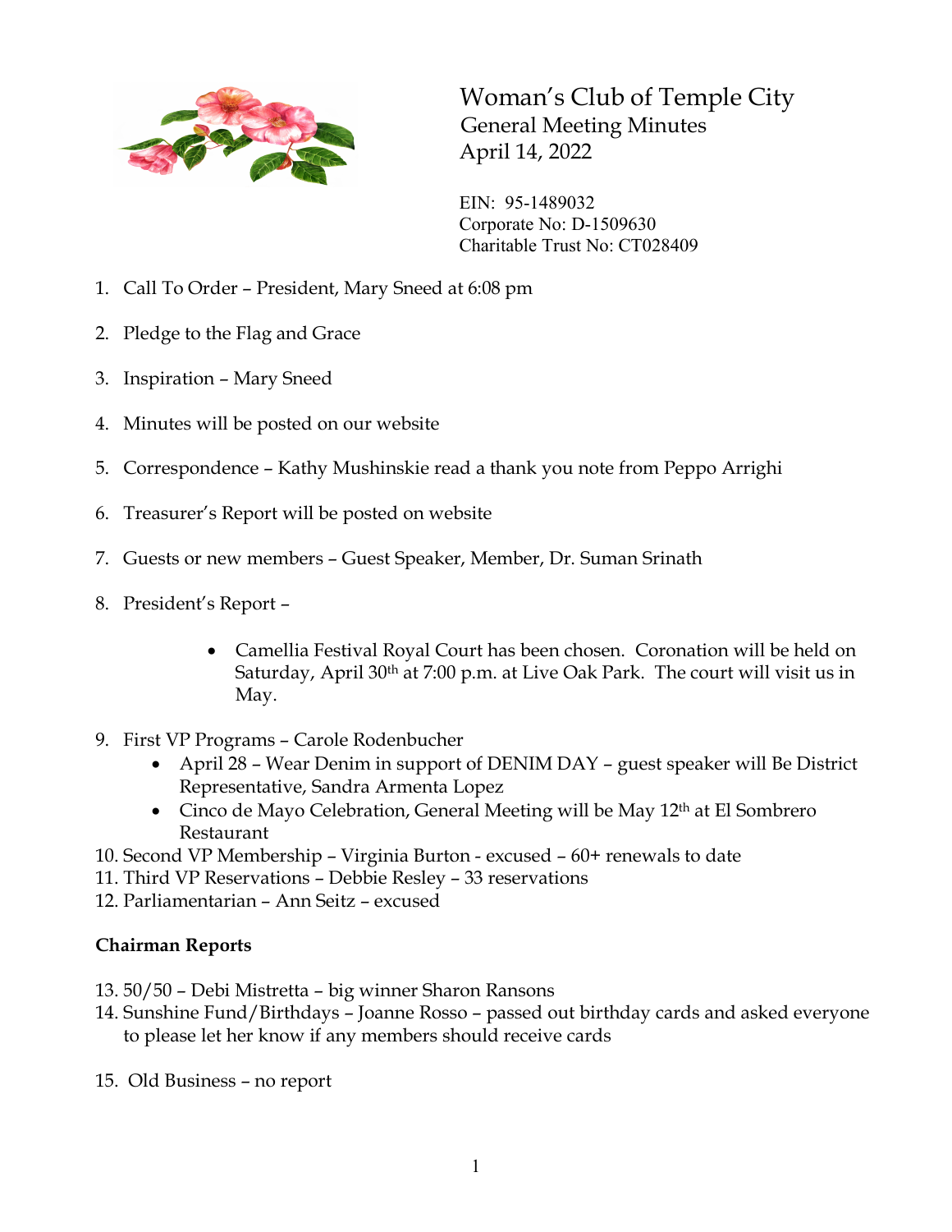# Woman's Club of Temple City

General Meeting Minutes
April 14, 2022

EIN: 95-1489032
Corporate No: D-1509630
Charitable Trust No: CT028409

1. Call To Order – President, Mary Sneed at 6:08 pm
2. Pledge to the Flag and Grace
3. Inspiration – Mary Sneed
4. Minutes will be posted on our website
5. Correspondence – Kathy Mushinskie read a thank you note from Peppo Arrighi
6. Treasurer's Report will be posted on website
7. Guests or new members – Guest Speaker, Member, Dr. Suman Srinath
8. President's Report –
   - Camellia Festival Royal Court has been chosen. Coronation will be held on Saturday, April 30th at 7:00 p.m. at Live Oak Park. The court will visit us in May.
9. First VP Programs – Carole Rodenbucher
   - April 28 – Wear Denim in support of DENIM DAY – guest speaker will Be District Representative, Sandra Armenta Lopez
   - Cinco de Mayo Celebration, General Meeting will be May 12th at El Sombrero Restaurant
10. Second VP Membership – Virginia Burton - excused – 60+ renewals to date
11. Third VP Reservations – Debbie Resley – 33 reservations
12. Parliamentarian – Ann Seitz – excused

**Chairman Reports**

13. 50/50 – Debi Mistretta – big winner Sharon Ransons
14. Sunshine Fund/Birthdays – Joanne Rosso – passed out birthday cards and asked everyone to please let her know if any members should receive cards
15. Old Business – no report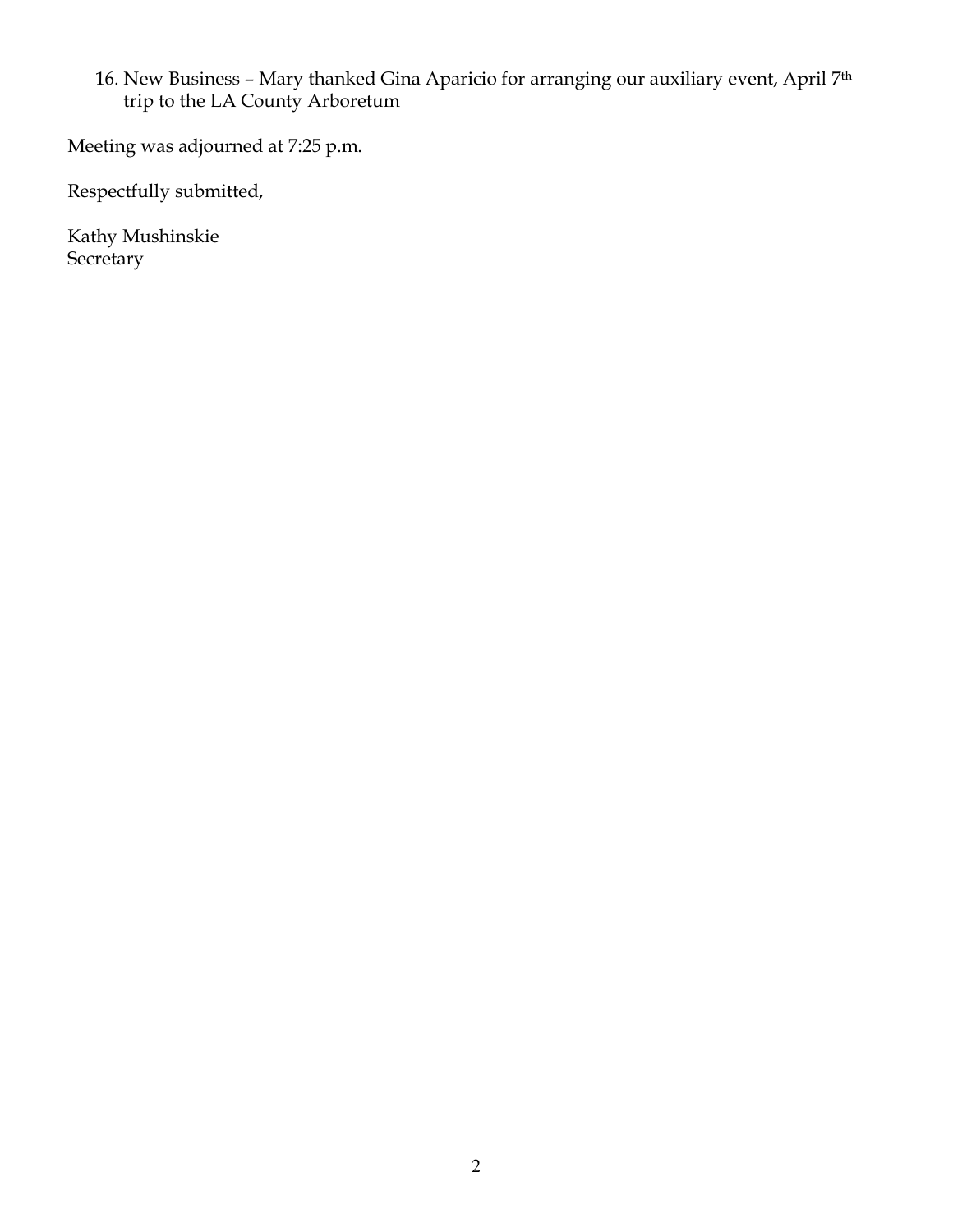16. New Business – Mary thanked Gina Aparicio for arranging our auxiliary event, April 7th trip to the LA County Arboretum

Meeting was adjourned at 7:25 p.m.

Respectfully submitted,

Kathy Mushinskie
Secretary